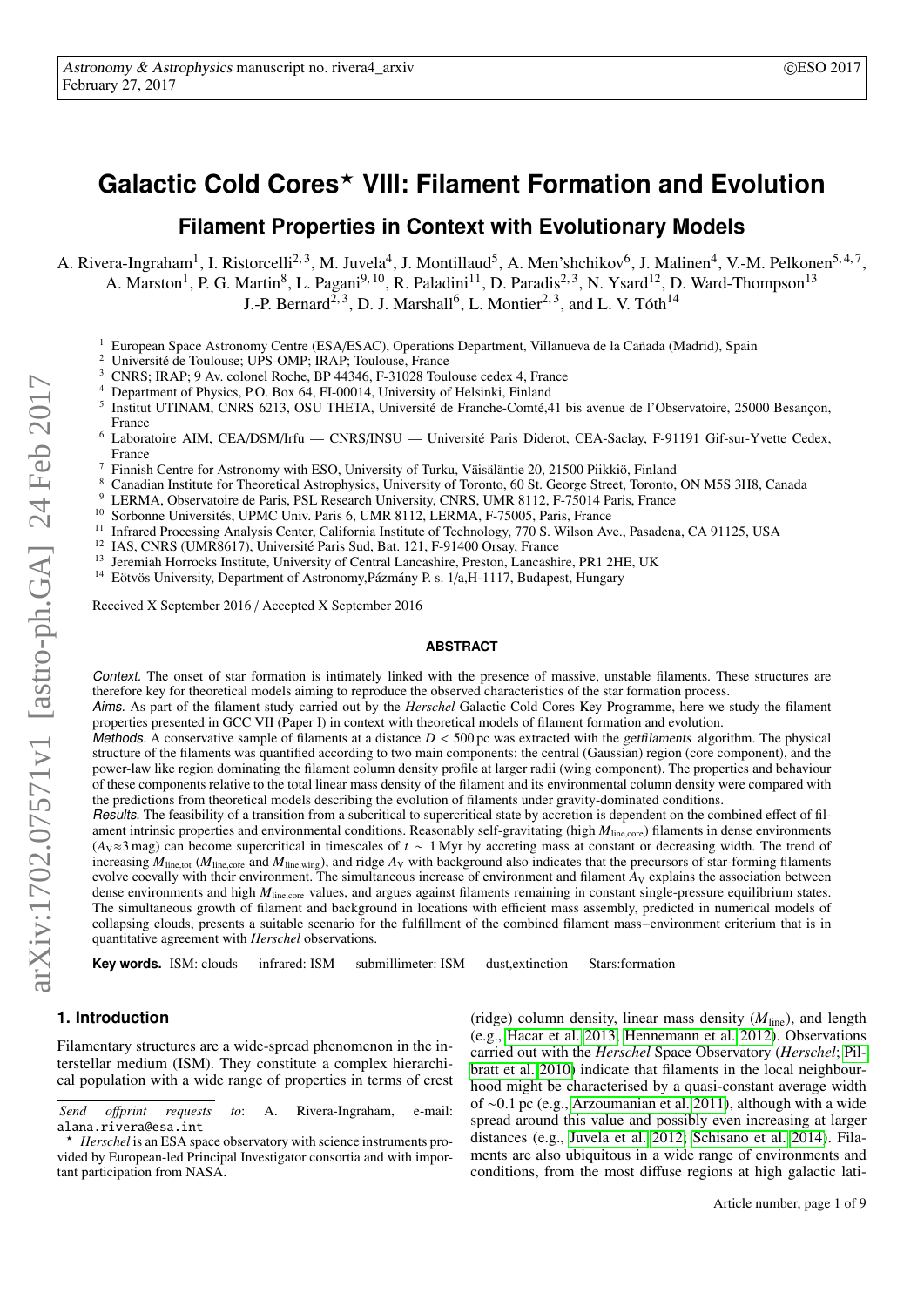# Galactic Cold Cores⋆ VIII: Filament Formation and Evolution

## Filament Properties in Context with Evolutionary Models

A. Rivera-Ingraham[1], I. Ristorcelli[2,3], M. Juvela[4], J. Montillaud[5], A. Men'shchikov[6], J. Malinen[4], V.-M. Pelkonen[5,4,7], A. Marston[1], P. G. Martin[8], L. Pagani[9,10], R. Paladini[11], D. Paradis[2,3], N. Ysard[12], D. Ward-Thompson[13] J.-P. Bernard[2,3], D. J. Marshall[6], L. Montier[2,3], and L. V. Tóth[14]

[1] European Space Astronomy Centre (ESA/ESAC), Operations Department, Villanueva de la Cañada (Madrid), Spain
[2] Université de Toulouse; UPS-OMP; IRAP; Toulouse, France
[3] CNRS; IRAP; 9 Av. colonel Roche, BP 44346, F-31028 Toulouse cedex 4, France
[4] Department of Physics, P.O. Box 64, FI-00014, University of Helsinki, Finland
[5] Institut UTINAM, CNRS 6213, OSU THETA, Université de Franche-Comté,41 bis avenue de l'Observatoire, 25000 Besançon, France
[6] Laboratoire AIM, CEA/DSM/Irfu — CNRS/INSU — Université Paris Diderot, CEA-Saclay, F-91191 Gif-sur-Yvette Cedex, France
[7] Finnish Centre for Astronomy with ESO, University of Turku, Väisäläntie 20, 21500 Piikkiö, Finland
[8] Canadian Institute for Theoretical Astrophysics, University of Toronto, 60 St. George Street, Toronto, ON M5S 3H8, Canada
[9] LERMA, Observatoire de Paris, PSL Research University, CNRS, UMR 8112, F-75014 Paris, France
[10] Sorbonne Universités, UPMC Univ. Paris 6, UMR 8112, LERMA, F-75005, Paris, France
[11] Infrared Processing Analysis Center, California Institute of Technology, 770 S. Wilson Ave., Pasadena, CA 91125, USA
[12] IAS, CNRS (UMR8617), Université Paris Sud, Bat. 121, F-91400 Orsay, France
[13] Jeremiah Horrocks Institute, University of Central Lancashire, Preston, Lancashire, PR1 2HE, UK
[14] Eötvös University, Department of Astronomy,Pázmány P. s. 1/a,H-1117, Budapest, Hungary

Received X September 2016 / Accepted X September 2016

### ABSTRACT

*Context.* The onset of star formation is intimately linked with the presence of massive, unstable filaments. These structures are therefore key for theoretical models aiming to reproduce the observed characteristics of the star formation process.

*Aims.* As part of the filament study carried out by the *Herschel* Galactic Cold Cores Key Programme, here we study the filament properties presented in GCC VII (Paper I) in context with theoretical models of filament formation and evolution.

*Methods.* A conservative sample of filaments at a distance $D < 500$ pc was extracted with the *getfilaments* algorithm. The physical structure of the filaments was quantified according to two main components: the central (Gaussian) region (core component), and the power-law like region dominating the filament column density profile at larger radii (wing component). The properties and behaviour of these components relative to the total linear mass density of the filament and its environmental column density were compared with the predictions from theoretical models describing the evolution of filaments under gravity-dominated conditions.

*Results.* The feasibility of a transition from a subcritical to supercritical state by accretion is dependent on the combined effect of filament intrinsic properties and environmental conditions. Reasonably self-gravitating (high $M_{\rm line,core}$) filaments in dense environments ($A_{\rm V}\approx3$ mag) can become supercritical in timescales of $t \sim 1$ Myr by accreting mass at constant or decreasing width. The trend of increasing $M_{\rm line,tot}$ ($M_{\rm line,core}$ and $M_{\rm line,wing}$), and ridge $A_{\rm V}$ with background also indicates that the precursors of star-forming filaments evolve coevally with their environment. The simultaneous increase of environment and filament $A_{\rm V}$ explains the association between dense environments and high $M_{\rm line,core}$ values, and argues against filaments remaining in constant single-pressure equilibrium states. The simultaneous growth of filament and background in locations with efficient mass assembly, predicted in numerical models of collapsing clouds, presents a suitable scenario for the fulfillment of the combined filament mass−environment criterium that is in quantitative agreement with *Herschel* observations.

**Key words.** ISM: clouds — infrared: ISM — submillimeter: ISM — dust,extinction — Stars:formation

## 1. Introduction

Filamentary structures are a wide-spread phenomenon in the interstellar medium (ISM). They constitute a complex hierarchical population with a wide range of properties in terms of crest (ridge) column density, linear mass density ($M_{\rm line}$), and length (e.g., Hacar et al. 2013; Hennemann et al. 2012). Observations carried out with the *Herschel* Space Observatory (*Herschel*; Pilbratt et al. 2010) indicate that filaments in the local neighbourhood might be characterised by a quasi-constant average width of ~0.1 pc (e.g., Arzoumanian et al. 2011), although with a wide spread around this value and possibly even increasing at larger distances (e.g., Juvela et al. 2012; Schisano et al. 2014). Filaments are also ubiquitous in a wide range of environments and conditions, from the most diffuse regions at high galactic lati-

---

*Send offprint requests to*: A. Rivera-Ingraham, e-mail: alana.rivera@esa.int

⋆ *Herschel* is an ESA space observatory with science instruments provided by European-led Principal Investigator consortia and with important participation from NASA.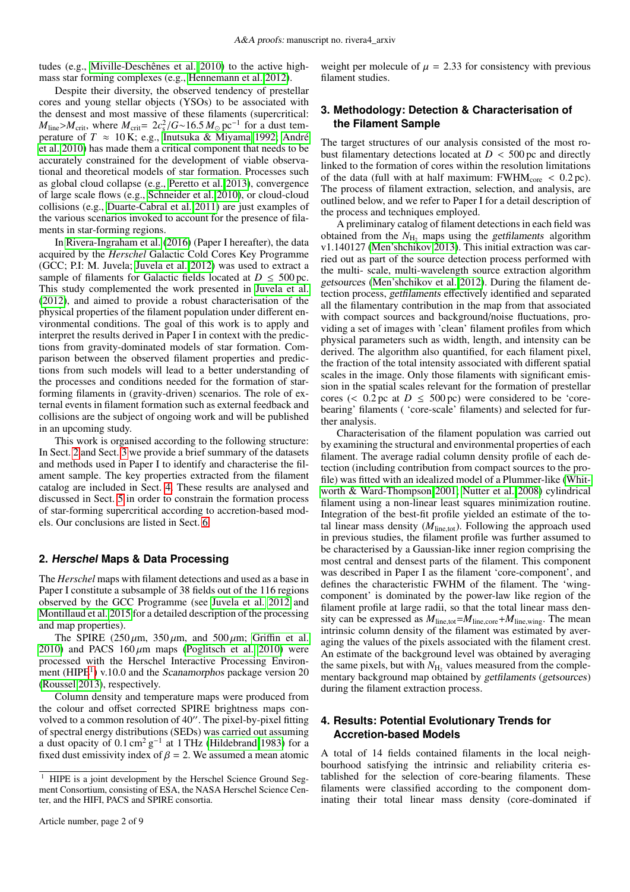tudes (e.g., Miville-Deschênes et al. 2010) to the active high-mass star forming complexes (e.g., Hennemann et al. 2012).

Despite their diversity, the observed tendency of prestellar cores and young stellar objects (YSOs) to be associated with the densest and most massive of these filaments (supercritical: $M_{\rm line}$>$M_{\rm crit}$, where $M_{\rm crit}$= $2c_s^2/G$∼16.5 $M_\odot$ pc$^{-1}$ for a dust temperature of $T \approx 10$ K; e.g., Inutsuka & Miyama 1992; André et al. 2010) has made them a critical component that needs to be accurately constrained for the development of viable observational and theoretical models of star formation. Processes such as global cloud collapse (e.g., Peretto et al. 2013), convergence of large scale flows (e.g., Schneider et al. 2010), or cloud-cloud collisions (e.g., Duarte-Cabral et al. 2011) are just examples of the various scenarios invoked to account for the presence of filaments in star-forming regions.

In Rivera-Ingraham et al. (2016) (Paper I hereafter), the data acquired by the *Herschel* Galactic Cold Cores Key Programme (GCC; P.I: M. Juvela; Juvela et al. 2012) was used to extract a sample of filaments for Galactic fields located at $D \leq 500$ pc. This study complemented the work presented in Juvela et al. (2012), and aimed to provide a robust characterisation of the physical properties of the filament population under different environmental conditions. The goal of this work is to apply and interpret the results derived in Paper I in context with the predictions from gravity-dominated models of star formation. Comparison between the observed filament properties and predictions from such models will lead to a better understanding of the processes and conditions needed for the formation of star-forming filaments in (gravity-driven) scenarios. The role of external events in filament formation such as external feedback and collisions are the subject of ongoing work and will be published in an upcoming study.

This work is organised according to the following structure: In Sect. 2 and Sect. 3 we provide a brief summary of the datasets and methods used in Paper I to identify and characterise the filament sample. The key properties extracted from the filament catalog are included in Sect. 4. These results are analysed and discussed in Sect. 5 in order to constrain the formation process of star-forming supercritical according to accretion-based models. Our conclusions are listed in Sect. 6.

## 2. *Herschel* Maps & Data Processing

The *Herschel* maps with filament detections and used as a base in Paper I constitute a subsample of 38 fields out of the 116 regions observed by the GCC Programme (see Juvela et al. 2012 and Montillaud et al. 2015 for a detailed description of the processing and map properties).

The SPIRE (250 $\mu$m, 350 $\mu$m, and 500 $\mu$m; Griffin et al. 2010) and PACS 160 $\mu$m maps (Poglitsch et al. 2010) were processed with the Herschel Interactive Processing Environment (HIPE[1]) v.10.0 and the *Scanamorphos* package version 20 (Roussel 2013), respectively.

Column density and temperature maps were produced from the colour and offset corrected SPIRE brightness maps convolved to a common resolution of 40″. The pixel-by-pixel fitting of spectral energy distributions (SEDs) was carried out assuming a dust opacity of 0.1 cm$^2$ g$^{-1}$ at 1 THz (Hildebrand 1983) for a fixed dust emissivity index of $\beta = 2$. We assumed a mean atomic weight per molecule of $\mu = 2.33$ for consistency with previous filament studies.

[1] HIPE is a joint development by the Herschel Science Ground Segment Consortium, consisting of ESA, the NASA Herschel Science Center, and the HIFI, PACS and SPIRE consortia.

## 3. Methodology: Detection & Characterisation of the Filament Sample

The target structures of our analysis consisted of the most robust filamentary detections located at $D < 500$ pc and directly linked to the formation of cores within the resolution limitations of the data (full with at half maximum: FWHM$_{\rm core}$ < 0.2 pc). The process of filament extraction, selection, and analysis, are outlined below, and we refer to Paper I for a detail description of the process and techniques employed.

A preliminary catalog of filament detections in each field was obtained from the $N_{\rm H_2}$ maps using the *getfilaments* algorithm v1.140127 (Men'shchikov 2013). This initial extraction was carried out as part of the source detection process performed with the multi- scale, multi-wavelength source extraction algorithm *getsources* (Men'shchikov et al. 2012). During the filament detection process, *getfilaments* effectively identified and separated all the filamentary contribution in the map from that associated with compact sources and background/noise fluctuations, providing a set of images with 'clean' filament profiles from which physical parameters such as width, length, and intensity can be derived. The algorithm also quantified, for each filament pixel, the fraction of the total intensity associated with different spatial scales in the image. Only those filaments with significant emission in the spatial scales relevant for the formation of prestellar cores (< 0.2 pc at $D \leq 500$ pc) were considered to be 'core-bearing' filaments ( 'core-scale' filaments) and selected for further analysis.

Characterisation of the filament population was carried out by examining the structural and environmental properties of each filament. The average radial column density profile of each detection (including contribution from compact sources to the profile) was fitted with an idealized model of a Plummer-like (Whitworth & Ward-Thompson 2001; Nutter et al. 2008) cylindrical filament using a non-linear least squares minimization routine. Integration of the best-fit profile yielded an estimate of the total linear mass density ($M_{\rm line,tot}$). Following the approach used in previous studies, the filament profile was further assumed to be characterised by a Gaussian-like inner region comprising the most central and densest parts of the filament. This component was described in Paper I as the filament 'core-component', and defines the characteristic FWHM of the filament. The 'wing-component' is dominated by the power-law like region of the filament profile at large radii, so that the total linear mass density can be expressed as $M_{\rm line,tot}$=$M_{\rm line,core}$+$M_{\rm line,wing}$. The mean intrinsic column density of the filament was estimated by averaging the values of the pixels associated with the filament crest. An estimate of the background level was obtained by averaging the same pixels, but with $N_{\rm H_2}$ values measured from the complementary background map obtained by *getfilaments* (*getsources*) during the filament extraction process.

## 4. Results: Potential Evolutionary Trends for Accretion-based Models

A total of 14 fields contained filaments in the local neighbourhood satisfying the intrinsic and reliability criteria established for the selection of core-bearing filaments. These filaments were classified according to the component dominating their total linear mass density (core-dominated if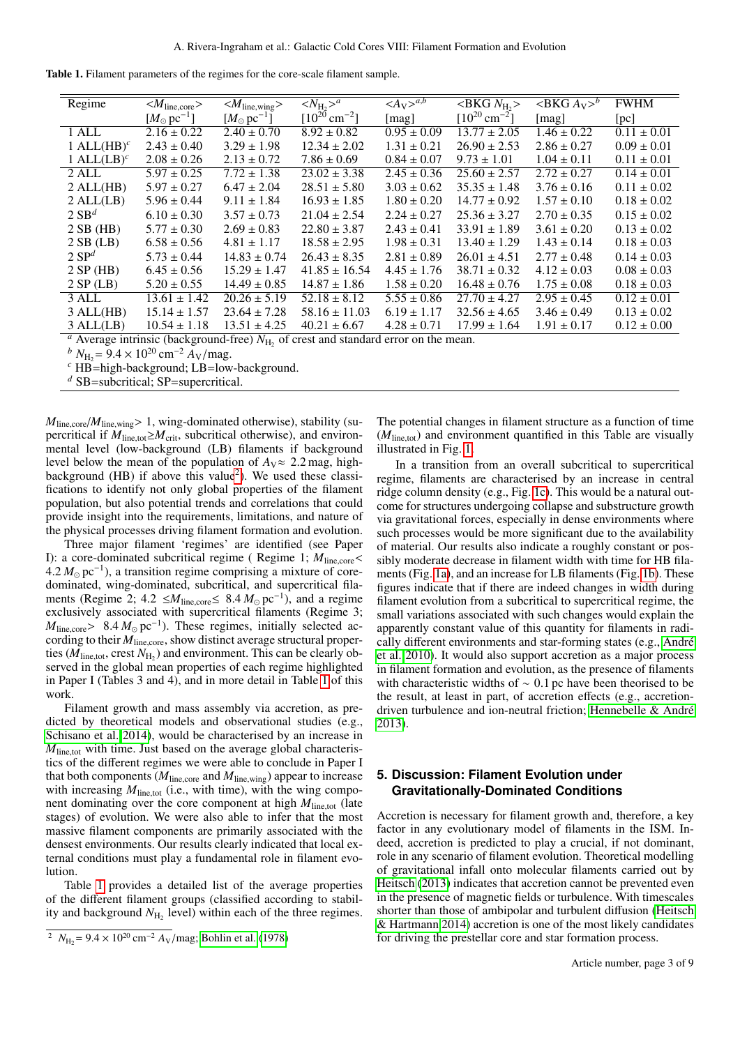**Table 1.** Filament parameters of the regimes for the core-scale filament sample.

| Regime | $<M_{\rm line,core}>$ $[M_\odot\,{\rm pc}^{-1}]$ | $<M_{\rm line,wing}>$ $[M_\odot\,{\rm pc}^{-1}]$ | $<N_{\rm H_2}>^a$ $[10^{20}\,{\rm cm}^{-2}]$ | $<A_{\rm V}>^{a,b}$ [mag] | $<$BKG $N_{\rm H_2}>$ $[10^{20}\,{\rm cm}^{-2}]$ | $<$BKG $A_{\rm V}>^b$ [mag] | FWHM [pc] |
|---|---|---|---|---|---|---|---|
| 1 ALL | 2.16 ± 0.22 | 2.40 ± 0.70 | 8.92 ± 0.82 | 0.95 ± 0.09 | 13.77 ± 2.05 | 1.46 ± 0.22 | 0.11 ± 0.01 |
| 1 ALL(HB)$^c$ | 2.43 ± 0.40 | 3.29 ± 1.98 | 12.34 ± 2.02 | 1.31 ± 0.21 | 26.90 ± 2.53 | 2.86 ± 0.27 | 0.09 ± 0.01 |
| 1 ALL(LB)$^c$ | 2.08 ± 0.26 | 2.13 ± 0.72 | 7.86 ± 0.69 | 0.84 ± 0.07 | 9.73 ± 1.01 | 1.04 ± 0.11 | 0.11 ± 0.01 |
| 2 ALL | 5.97 ± 0.25 | 7.72 ± 1.38 | 23.02 ± 3.38 | 2.45 ± 0.36 | 25.60 ± 2.57 | 2.72 ± 0.27 | 0.14 ± 0.01 |
| 2 ALL(HB) | 5.97 ± 0.27 | 6.47 ± 2.04 | 28.51 ± 5.80 | 3.03 ± 0.62 | 35.35 ± 1.48 | 3.76 ± 0.16 | 0.11 ± 0.02 |
| 2 ALL(LB) | 5.96 ± 0.44 | 9.11 ± 1.84 | 16.93 ± 1.85 | 1.80 ± 0.20 | 14.77 ± 0.92 | 1.57 ± 0.10 | 0.18 ± 0.02 |
| 2 SB$^d$ | 6.10 ± 0.30 | 3.57 ± 0.73 | 21.04 ± 2.54 | 2.24 ± 0.27 | 25.36 ± 3.27 | 2.70 ± 0.35 | 0.15 ± 0.02 |
| 2 SB (HB) | 5.77 ± 0.30 | 2.69 ± 0.83 | 22.80 ± 3.87 | 2.43 ± 0.41 | 33.91 ± 1.89 | 3.61 ± 0.20 | 0.13 ± 0.02 |
| 2 SB (LB) | 6.58 ± 0.56 | 4.81 ± 1.17 | 18.58 ± 2.95 | 1.98 ± 0.31 | 13.40 ± 1.29 | 1.43 ± 0.14 | 0.18 ± 0.03 |
| 2 SP$^d$ | 5.73 ± 0.44 | 14.83 ± 0.74 | 26.43 ± 8.35 | 2.81 ± 0.89 | 26.01 ± 4.51 | 2.77 ± 0.48 | 0.14 ± 0.03 |
| 2 SP (HB) | 6.45 ± 0.56 | 15.29 ± 1.47 | 41.85 ± 16.54 | 4.45 ± 1.76 | 38.71 ± 0.32 | 4.12 ± 0.03 | 0.08 ± 0.03 |
| 2 SP (LB) | 5.20 ± 0.55 | 14.49 ± 0.85 | 14.87 ± 1.86 | 1.58 ± 0.20 | 16.48 ± 0.76 | 1.75 ± 0.08 | 0.18 ± 0.03 |
| 3 ALL | 13.61 ± 1.42 | 20.26 ± 5.19 | 52.18 ± 8.12 | 5.55 ± 0.86 | 27.70 ± 4.27 | 2.95 ± 0.45 | 0.12 ± 0.01 |
| 3 ALL(HB) | 15.14 ± 1.57 | 23.64 ± 7.28 | 58.16 ± 11.03 | 6.19 ± 1.17 | 32.56 ± 4.65 | 3.46 ± 0.49 | 0.13 ± 0.02 |
| 3 ALL(LB) | 10.54 ± 1.18 | 13.51 ± 4.25 | 40.21 ± 6.67 | 4.28 ± 0.71 | 17.99 ± 1.64 | 1.91 ± 0.17 | 0.12 ± 0.00 |

[a] Average intrinsic (background-free) $N_{\rm H_2}$ of crest and standard error on the mean.
[b] $N_{\rm H_2} = 9.4 \times 10^{20}\,{\rm cm}^{-2}\,A_{\rm V}$/mag.
[c] HB=high-background; LB=low-background.
[d] SB=subcritical; SP=supercritical.

$M_{\rm line,core}/M_{\rm line,wing} > 1$, wing-dominated otherwise), stability (supercritical if $M_{\rm line,tot} \geq M_{\rm crit}$, subcritical otherwise), and environmental level (low-background (LB) filaments if background level below the mean of the population of $A_{\rm V} \approx 2.2$ mag, high-background (HB) if above this value[2]). We used these classifications to identify not only global properties of the filament population, but also potential trends and correlations that could provide insight into the requirements, limitations, and nature of the physical processes driving filament formation and evolution.

Three major filament 'regimes' are identified (see Paper I): a core-dominated subcritical regime ( Regime 1; $M_{\rm line,core} < 4.2\,M_\odot\,{\rm pc}^{-1}$), a transition regime comprising a mixture of core-dominated, wing-dominated, subcritical, and supercritical filaments (Regime 2; $4.2 \leq M_{\rm line,core} \leq 8.4\,M_\odot\,{\rm pc}^{-1}$), and a regime exclusively associated with supercritical filaments (Regime 3; $M_{\rm line,core} > 8.4\,M_\odot\,{\rm pc}^{-1}$). These regimes, initially selected according to their $M_{\rm line,core}$, show distinct average structural properties ($M_{\rm line,tot}$, crest $N_{\rm H_2}$) and environment. This can be clearly observed in the global mean properties of each regime highlighted in Paper I (Tables 3 and 4), and in more detail in Table 1 of this work.

Filament growth and mass assembly via accretion, as predicted by theoretical models and observational studies (e.g., Schisano et al. 2014), would be characterised by an increase in $M_{\rm line,tot}$ with time. Just based on the average global characteristics of the different regimes we were able to conclude in Paper I that both components ($M_{\rm line,core}$ and $M_{\rm line,wing}$) appear to increase with increasing $M_{\rm line,tot}$ (i.e., with time), with the wing component dominating over the core component at high $M_{\rm line,tot}$ (late stages) of evolution. We were also able to infer that the most massive filament components are primarily associated with the densest environments. Our results clearly indicated that local external conditions must play a fundamental role in filament evolution.

Table 1 provides a detailed list of the average properties of the different filament groups (classified according to stability and background $N_{\rm H_2}$ level) within each of the three regimes. The potential changes in filament structure as a function of time ($M_{\rm line,tot}$) and environment quantified in this Table are visually illustrated in Fig. 1.

In a transition from an overall subcritical to supercritical regime, filaments are characterised by an increase in central ridge column density (e.g., Fig. 1c). This would be a natural outcome for structures undergoing collapse and substructure growth via gravitational forces, especially in dense environments where such processes would be more significant due to the availability of material. Our results also indicate a roughly constant or possibly moderate decrease in filament width with time for HB filaments (Fig. 1a), and an increase for LB filaments (Fig. 1b). These figures indicate that if there are indeed changes in width during filament evolution from a subcritical to supercritical regime, the small variations associated with such changes would explain the apparently constant value of this quantity for filaments in radically different environments and star-forming states (e.g., André et al. 2010). It would also support accretion as a major process in filament formation and evolution, as the presence of filaments with characteristic widths of $\sim 0.1$ pc have been theorised to be the result, at least in part, of accretion effects (e.g., accretion-driven turbulence and ion-neutral friction; Hennebelle & André 2013).

## 5. Discussion: Filament Evolution under Gravitationally-Dominated Conditions

Accretion is necessary for filament growth and, therefore, a key factor in any evolutionary model of filaments in the ISM. Indeed, accretion is predicted to play a crucial, if not dominant, role in any scenario of filament evolution. Theoretical modelling of gravitational infall onto molecular filaments carried out by Heitsch (2013) indicates that accretion cannot be prevented even in the presence of magnetic fields or turbulence. With timescales shorter than those of ambipolar and turbulent diffusion (Heitsch & Hartmann 2014) accretion is one of the most likely candidates for driving the prestellar core and star formation process.

[2] $N_{\rm H_2} = 9.4 \times 10^{20}\,{\rm cm}^{-2}\,A_{\rm V}$/mag; Bohlin et al. (1978)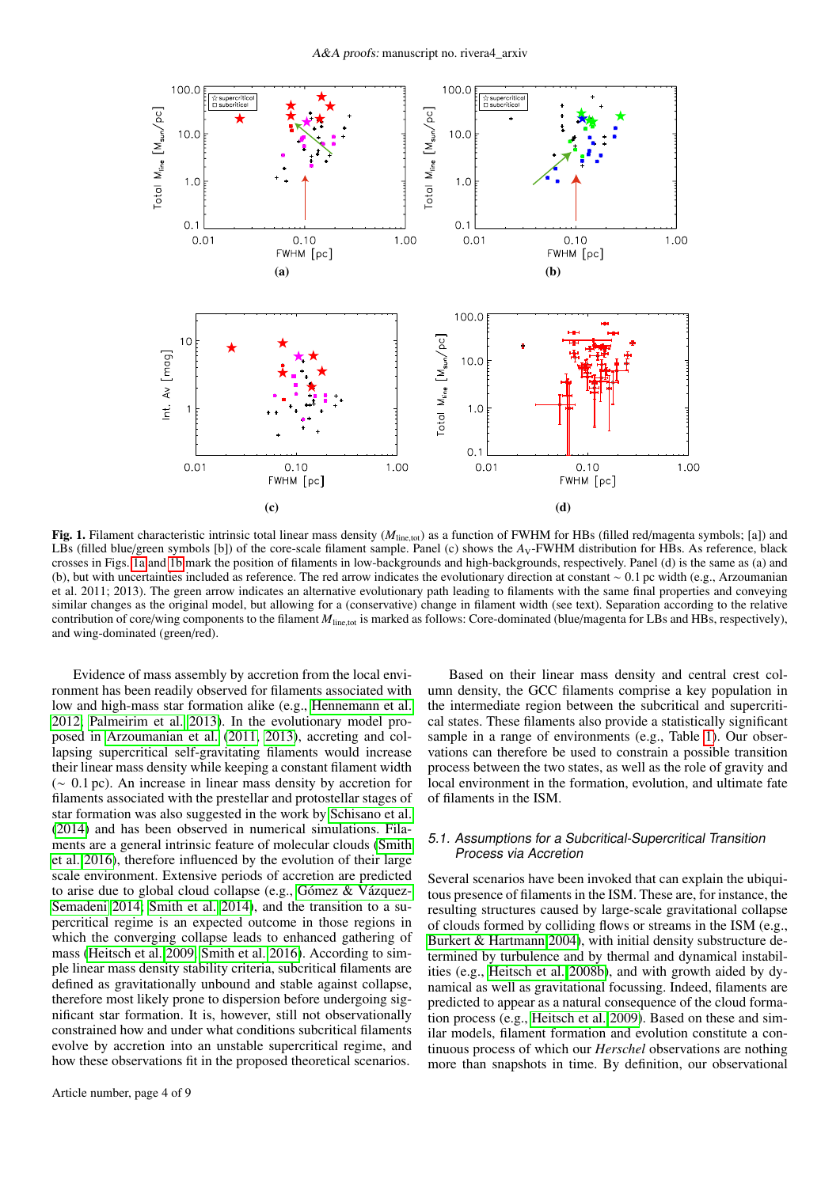**Fig. 1.** Filament characteristic intrinsic total linear mass density ($M_{\rm line,tot}$) as a function of FWHM for HBs (filled red/magenta symbols; [a]) and LBs (filled blue/green symbols [b]) of the core-scale filament sample. Panel (c) shows the $A_{\rm V}$-FWHM distribution for HBs. As reference, black crosses in Figs. 1a and 1b mark the position of filaments in low-backgrounds and high-backgrounds, respectively. Panel (d) is the same as (a) and (b), but with uncertainties included as reference. The red arrow indicates the evolutionary direction at constant $\sim 0.1$ pc width (e.g., Arzoumanian et al. 2011; 2013). The green arrow indicates an alternative evolutionary path leading to filaments with the same final properties and conveying similar changes as the original model, but allowing for a (conservative) change in filament width (see text). Separation according to the relative contribution of core/wing components to the filament $M_{\rm line,tot}$ is marked as follows: Core-dominated (blue/magenta for LBs and HBs, respectively), and wing-dominated (green/red).

Evidence of mass assembly by accretion from the local environment has been readily observed for filaments associated with low and high-mass star formation alike (e.g., Hennemann et al. 2012; Palmeirim et al. 2013). In the evolutionary model proposed in Arzoumanian et al. (2011, 2013), accreting and collapsing supercritical self-gravitating filaments would increase their linear mass density while keeping a constant filament width ($\sim 0.1$ pc). An increase in linear mass density by accretion for filaments associated with the prestellar and protostellar stages of star formation was also suggested in the work by Schisano et al. (2014) and has been observed in numerical simulations. Filaments are a general intrinsic feature of molecular clouds (Smith et al. 2016), therefore influenced by the evolution of their large scale environment. Extensive periods of accretion are predicted to arise due to global cloud collapse (e.g., Gómez & Vázquez-Semadeni 2014; Smith et al. 2014), and the transition to a supercritical regime is an expected outcome in those regions in which the converging collapse leads to enhanced gathering of mass (Heitsch et al. 2009; Smith et al. 2016). According to simple linear mass density stability criteria, subcritical filaments are defined as gravitationally unbound and stable against collapse, therefore most likely prone to dispersion before undergoing significant star formation. It is, however, still not observationally constrained how and under what conditions subcritical filaments evolve by accretion into an unstable supercritical regime, and how these observations fit in the proposed theoretical scenarios.

Based on their linear mass density and central crest column density, the GCC filaments comprise a key population in the intermediate region between the subcritical and supercritical states. These filaments also provide a statistically significant sample in a range of environments (e.g., Table 1). Our observations can therefore be used to constrain a possible transition process between the two states, as well as the role of gravity and local environment in the formation, evolution, and ultimate fate of filaments in the ISM.

### 5.1. Assumptions for a Subcritical-Supercritical Transition Process via Accretion

Several scenarios have been invoked that can explain the ubiquitous presence of filaments in the ISM. These are, for instance, the resulting structures caused by large-scale gravitational collapse of clouds formed by colliding flows or streams in the ISM (e.g., Burkert & Hartmann 2004), with initial density substructure determined by turbulence and by thermal and dynamical instabilities (e.g., Heitsch et al. 2008b), and with growth aided by dynamical as well as gravitational focussing. Indeed, filaments are predicted to appear as a natural consequence of the cloud formation process (e.g., Heitsch et al. 2009). Based on these and similar models, filament formation and evolution constitute a continuous process of which our *Herschel* observations are nothing more than snapshots in time. By definition, our observational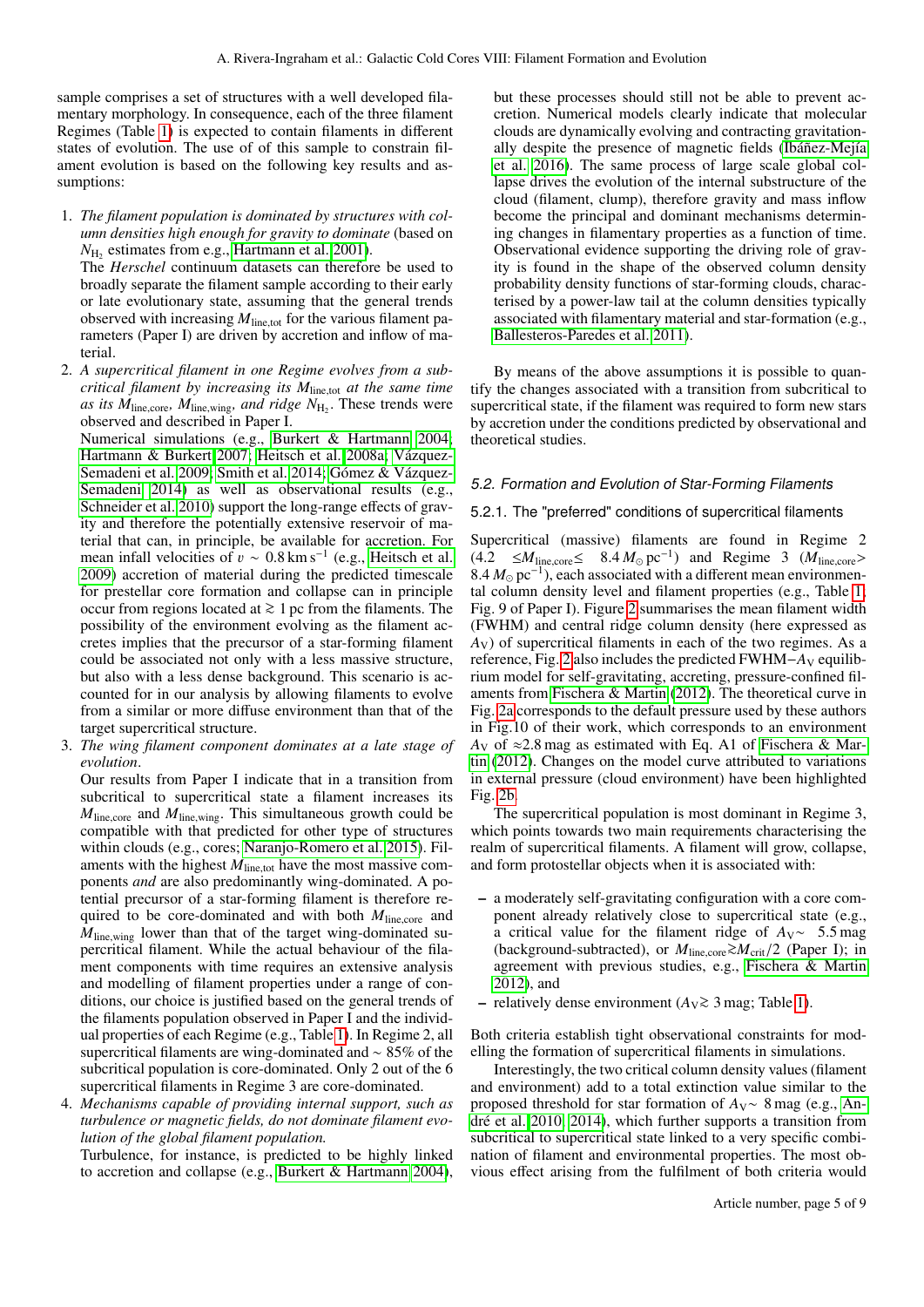sample comprises a set of structures with a well developed filamentary morphology. In consequence, each of the three filament Regimes (Table 1) is expected to contain filaments in different states of evolution. The use of of this sample to constrain filament evolution is based on the following key results and assumptions:

1. *The filament population is dominated by structures with column densities high enough for gravity to dominate* (based on $N_{H_2}$ estimates from e.g., Hartmann et al. 2001).
   The *Herschel* continuum datasets can therefore be used to broadly separate the filament sample according to their early or late evolutionary state, assuming that the general trends observed with increasing $M_{\rm line,tot}$ for the various filament parameters (Paper I) are driven by accretion and inflow of material.
2. *A supercritical filament in one Regime evolves from a subcritical filament by increasing its $M_{\rm line,tot}$ at the same time as its $M_{\rm line,core}$, $M_{\rm line,wing}$, and ridge $N_{H_2}$.* These trends were observed and described in Paper I.
   Numerical simulations (e.g., Burkert & Hartmann 2004; Hartmann & Burkert 2007; Heitsch et al. 2008a; Vázquez-Semadeni et al. 2009; Smith et al. 2014; Gómez & Vázquez-Semadeni 2014) as well as observational results (e.g., Schneider et al. 2010) support the long-range effects of gravity and therefore the potentially extensive reservoir of material that can, in principle, be available for accretion. For mean infall velocities of $v \sim 0.8\,{\rm km\,s^{-1}}$ (e.g., Heitsch et al. 2009) accretion of material during the predicted timescale for prestellar core formation and collapse can in principle occur from regions located at $\gtrsim 1$ pc from the filaments. The possibility of the environment evolving as the filament accretes implies that the precursor of a star-forming filament could be associated not only with a less massive structure, but also with a less dense background. This scenario is accounted for in our analysis by allowing filaments to evolve from a similar or more diffuse environment than that of the target supercritical structure.
3. *The wing filament component dominates at a late stage of evolution.*
   Our results from Paper I indicate that in a transition from subcritical to supercritical state a filament increases its $M_{\rm line,core}$ and $M_{\rm line,wing}$. This simultaneous growth could be compatible with that predicted for other type of structures within clouds (e.g., cores; Naranjo-Romero et al. 2015). Filaments with the highest $M_{\rm line,tot}$ have the most massive components *and* are also predominantly wing-dominated. A potential precursor of a star-forming filament is therefore required to be core-dominated and with both $M_{\rm line,core}$ and $M_{\rm line,wing}$ lower than that of the target wing-dominated supercritical filament. While the actual behaviour of the filament components with time requires an extensive analysis and modelling of filament properties under a range of conditions, our choice is justified based on the general trends of the filaments population observed in Paper I and the individual properties of each Regime (e.g., Table 1). In Regime 2, all supercritical filaments are wing-dominated and $\sim 85\%$ of the subcritical population is core-dominated. Only 2 out of the 6 supercritical filaments in Regime 3 are core-dominated.
4. *Mechanisms capable of providing internal support, such as turbulence or magnetic fields, do not dominate filament evolution of the global filament population.*
   Turbulence, for instance, is predicted to be highly linked to accretion and collapse (e.g., Burkert & Hartmann 2004), but these processes should still not be able to prevent accretion. Numerical models clearly indicate that molecular clouds are dynamically evolving and contracting gravitationally despite the presence of magnetic fields (Ibáñez-Mejía et al. 2016). The same process of large scale global collapse drives the evolution of the internal substructure of the cloud (filament, clump), therefore gravity and mass inflow become the principal and dominant mechanisms determining changes in filamentary properties as a function of time. Observational evidence supporting the driving role of gravity is found in the shape of the observed column density probability density functions of star-forming clouds, characterised by a power-law tail at the column densities typically associated with filamentary material and star-formation (e.g., Ballesteros-Paredes et al. 2011).

By means of the above assumptions it is possible to quantify the changes associated with a transition from subcritical to supercritical state, if the filament was required to form new stars by accretion under the conditions predicted by observational and theoretical studies.

### 5.2. Formation and Evolution of Star-Forming Filaments

#### 5.2.1. The "preferred" conditions of supercritical filaments

Supercritical (massive) filaments are found in Regime 2 ($4.2 \leq M_{\rm line,core} \leq 8.4\,M_\odot\,{\rm pc^{-1}}$) and Regime 3 ($M_{\rm line,core} > 8.4\,M_\odot\,{\rm pc^{-1}}$), each associated with a different mean environmental column density level and filament properties (e.g., Table 1, Fig. 9 of Paper I). Figure 2 summarises the mean filament width (FWHM) and central ridge column density (here expressed as $A_V$) of supercritical filaments in each of the two regimes. As a reference, Fig. 2 also includes the predicted FWHM$-A_V$ equilibrium model for self-gravitating, accreting, pressure-confined filaments from Fischera & Martin (2012). The theoretical curve in Fig. 2a corresponds to the default pressure used by these authors in Fig.10 of their work, which corresponds to an environment $A_V$ of $\approx 2.8$ mag as estimated with Eq. A1 of Fischera & Martin (2012). Changes on the model curve attributed to variations in external pressure (cloud environment) have been highlighted Fig. 2b.

The supercritical population is most dominant in Regime 3, which points towards two main requirements characterising the realm of supercritical filaments. A filament will grow, collapse, and form protostellar objects when it is associated with:

- a moderately self-gravitating configuration with a core component already relatively close to supercritical state (e.g., a critical value for the filament ridge of $A_V \sim 5.5$ mag (background-subtracted), or $M_{\rm line,core} \gtrsim M_{\rm crit}/2$ (Paper I); in agreement with previous studies, e.g., Fischera & Martin 2012), and
- relatively dense environment ($A_V \gtrsim 3$ mag; Table 1).

Both criteria establish tight observational constraints for modelling the formation of supercritical filaments in simulations.

Interestingly, the two critical column density values (filament and environment) add to a total extinction value similar to the proposed threshold for star formation of $A_V \sim 8$ mag (e.g., André et al. 2010, 2014), which further supports a transition from subcritical to supercritical state linked to a very specific combination of filament and environmental properties. The most obvious effect arising from the fulfilment of both criteria would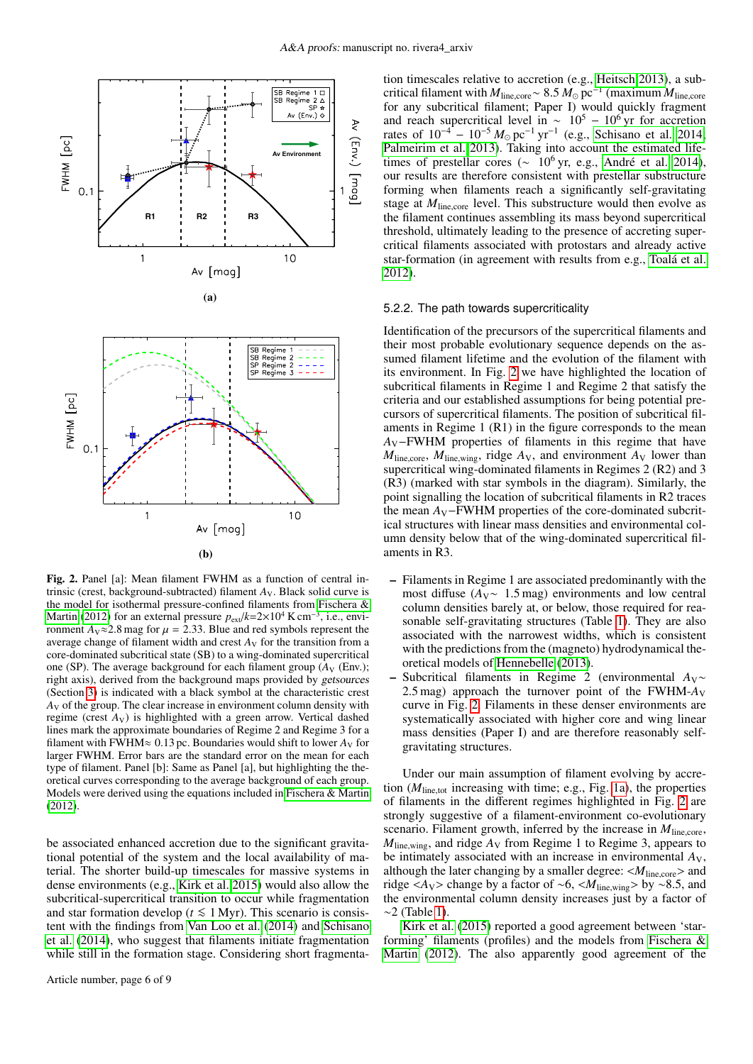Fig. 2. Panel [a]: Mean filament FWHM as a function of central intrinsic (crest, background-subtracted) filament $A_V$. Black solid curve is the model for isothermal pressure-confined filaments from Fischera & Martin (2012) for an external pressure $p_{ext}/k$=2×10$^4$ K cm$^{-3}$, i.e., environment $A_V$≈2.8 mag for $\mu$ = 2.33. Blue and red symbols represent the average change of filament width and crest $A_V$ for the transition from a core-dominated subcritical state (SB) to a wing-dominated supercritical one (SP). The average background for each filament group ($A_V$ (Env.); right axis), derived from the background maps provided by *getsources* (Section 3) is indicated with a black symbol at the characteristic crest $A_V$ of the group. The clear increase in environment column density with regime (crest $A_V$) is highlighted with a green arrow. Vertical dashed lines mark the approximate boundaries of Regime 2 and Regime 3 for a filament with FWHM≈ 0.13 pc. Boundaries would shift to lower $A_V$ for larger FWHM. Error bars are the standard error on the mean for each type of filament. Panel [b]: Same as Panel [a], but highlighting the theoretical curves corresponding to the average background of each group. Models were derived using the equations included in Fischera & Martin (2012).

be associated enhanced accretion due to the significant gravitational potential of the system and the local availability of material. The shorter build-up timescales for massive systems in dense environments (e.g., Kirk et al. 2015) would also allow the subcritical-supercritical transition to occur while fragmentation and star formation develop ($t \lesssim 1$ Myr). This scenario is consistent with the findings from Van Loo et al. (2014) and Schisano et al. (2014), who suggest that filaments initiate fragmentation while still in the formation stage. Considering short fragmentation timescales relative to accretion (e.g., Heitsch 2013), a subcritical filament with $M_{line,core}\sim 8.5\,M_\odot\,pc^{-1}$ (maximum $M_{line,core}$ for any subcritical filament; Paper I) would quickly fragment and reach a supercritical level in $\sim 10^5 - 10^6$ yr for accretion rates of $10^{-4} - 10^{-5}\,M_\odot\,pc^{-1}\,yr^{-1}$ (e.g., Schisano et al. 2014, Palmeirim et al. 2013). Taking into account the estimated lifetimes of prestellar cores ($\sim 10^6$ yr, e.g., André et al. 2014), our results are therefore consistent with prestellar substructure forming when filaments reach a significantly self-gravitating stage at $M_{line,core}$ level. This substructure would then evolve as the filament continues assembling its mass beyond supercritical threshold, ultimately leading to the presence of accreting supercritical filaments associated with protostars and already active star-formation (in agreement with results from e.g., Toalá et al. 2012).

### 5.2.2. The path towards supercriticality

Identification of the precursors of the supercritical filaments and their most probable evolutionary sequence depends on the assumed filament lifetime and the evolution of the filament with its environment. In Fig. 2 we have highlighted the location of subcritical filaments in Regime 1 and Regime 2 that satisfy the criteria and our established assumptions for being potential precursors of supercritical filaments. The position of subcritical filaments in Regime 1 (R1) in the figure corresponds to the mean $A_V$−FWHM properties of filaments in this regime that have $M_{line,core}$, $M_{line,wing}$, ridge $A_V$, and environment $A_V$ lower than supercritical wing-dominated filaments in Regimes 2 (R2) and 3 (R3) (marked with star symbols in the diagram). Similarly, the point signalling the location of subcritical filaments in R2 traces the mean $A_V$−FWHM properties of the core-dominated subcritical structures with linear mass densities and environmental column density below that of the wing-dominated supercritical filaments in R3.

- Filaments in Regime 1 are associated predominantly with the most diffuse ($A_V\sim$ 1.5 mag) environments and low central column densities barely at, or below, those required for reasonable self-gravitating structures (Table 1). They are also associated with the narrowest widths, which is consistent with the predictions from the (magneto) hydrodynamical theoretical models of Hennebelle (2013).
- Subcritical filaments in Regime 2 (environmental $A_V\sim$ 2.5 mag) approach the turnover point of the FWHM-$A_V$ curve in Fig. 2. Filaments in these denser environments are systematically associated with higher core and wing linear mass densities (Paper I) and are therefore reasonably self-gravitating structures.

Under our main assumption of filament evolving by accretion ($M_{line,tot}$ increasing with time; e.g., Fig. 1a), the properties of filaments in the different regimes highlighted in Fig. 2 are strongly suggestive of a filament-environment co-evolutionary scenario. Filament growth, inferred by the increase in $M_{line,core}$, $M_{line,wing}$, and ridge $A_V$ from Regime 1 to Regime 3, appears to be intimately associated with an increase in environmental $A_V$, although the later changing by a smaller degree: $<M_{line,core}>$ and ridge $<A_V>$ change by a factor of ∼6, $<M_{line,wing}>$ by ∼8.5, and the environmental column density increases just by a factor of ∼2 (Table 1).

Kirk et al. (2015) reported a good agreement between 'star-forming' filaments (profiles) and the models from Fischera & Martin (2012). The also apparently good agreement of the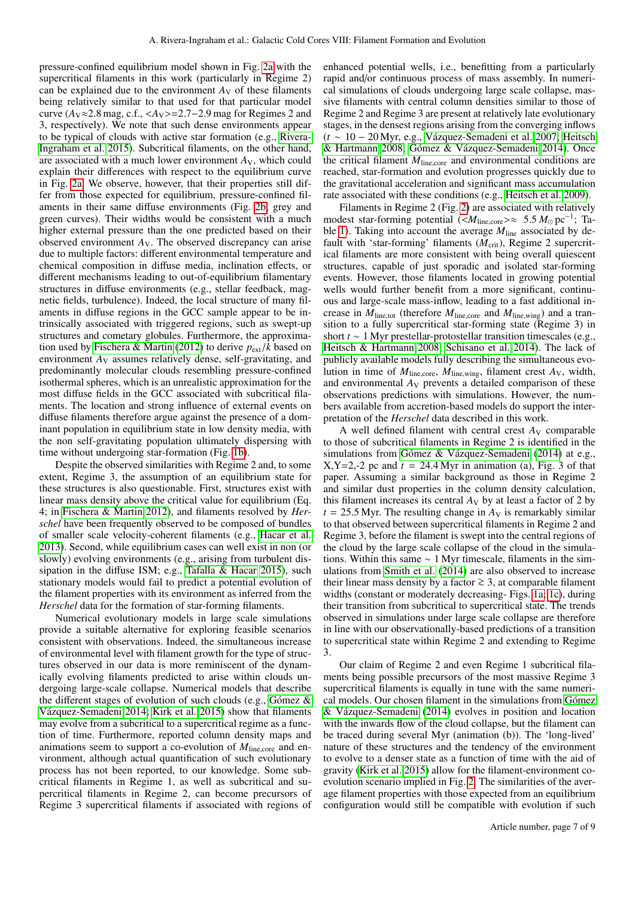pressure-confined equilibrium model shown in Fig. 2a with the supercritical filaments in this work (particularly in Regime 2) can be explained due to the environment $A_V$ of these filaments being relatively similar to that used for that particular model curve ($A_V \approx 2.8$ mag, c.f., $<A_V>=2.7-2.9$ mag for Regimes 2 and 3, respectively). We note that such dense environments appear to be typical of clouds with active star formation (e.g., Rivera-Ingraham et al. 2015). Subcritical filaments, on the other hand, are associated with a much lower environment $A_V$, which could explain their differences with respect to the equilibrium curve in Fig. 2a. We observe, however, that their properties still differ from those expected for equilibrium, pressure-confined filaments in their same diffuse environments (Fig. 2b, grey and green curves). Their widths would be consistent with a much higher external pressure than the one predicted based on their observed environment $A_V$. The observed discrepancy can arise due to multiple factors: different environmental temperature and chemical composition in diffuse media, inclination effects, or different mechanisms leading to out-of-equilibrium filamentary structures in diffuse environments (e.g., stellar feedback, magnetic fields, turbulence). Indeed, the local structure of many filaments in diffuse regions in the GCC sample appear to be intrinsically associated with triggered regions, such as swept-up structures and cometary globules. Furthermore, the approximation used by Fischera & Martin (2012) to derive $p_{ext}/k$ based on environment $A_V$ assumes relatively dense, self-gravitating, and predominantly molecular clouds resembling pressure-confined isothermal spheres, which is an unrealistic approximation for the most diffuse fields in the GCC associated with subcritical filaments. The location and strong influence of external events on diffuse filaments therefore argue against the presence of a dominant population in equilibrium state in low density media, with the non self-gravitating population ultimately dispersing with time without undergoing star-formation (Fig. 1b).

Despite the observed similarities with Regime 2 and, to some extent, Regime 3, the assumption of an equilibrium state for these structures is also questionable. First, structures exist with linear mass density above the critical value for equilibrium (Eq. 4; in Fischera & Martin 2012), and filaments resolved by *Herschel* have been frequently observed to be composed of bundles of smaller scale velocity-coherent filaments (e.g., Hacar et al. 2013). Second, while equilibrium cases can well exist in non (or slowly) evolving environments (e.g., arising from turbulent dissipation in the diffuse ISM; e.g., Tafalla & Hacar 2015), such stationary models would fail to predict a potential evolution of the filament properties with its environment as inferred from the *Herschel* data for the formation of star-forming filaments.

Numerical evolutionary models in large scale simulations provide a suitable alternative for exploring feasible scenarios consistent with observations. Indeed, the simultaneous increase of environmental level with filament growth for the type of structures observed in our data is more reminiscent of the dynamically evolving filaments predicted to arise within clouds undergoing large-scale collapse. Numerical models that describe the different stages of evolution of such clouds (e.g., Gómez & Vázquez-Semadeni 2014; Kirk et al. 2015) show that filaments may evolve from a subcritical to a supercritical regime as a function of time. Furthermore, reported column density maps and animations seem to support a co-evolution of $M_{line,core}$ and environment, although actual quantification of such evolutionary process has not been reported, to our knowledge. Some subcritical filaments in Regime 1, as well as subcritical and supercritical filaments in Regime 2, can become precursors of Regime 3 supercritical filaments if associated with regions of enhanced potential wells, i.e., benefitting from a particularly rapid and/or continuous process of mass assembly. In numerical simulations of clouds undergoing large scale collapse, massive filaments with central column densities similar to those of Regime 2 and Regime 3 are present at relatively late evolutionary stages, in the densest regions arising from the converging inflows ($t \sim 10-20$ Myr, e.g., Vázquez-Semadeni et al. 2007; Heitsch & Hartmann 2008; Gómez & Vázquez-Semadeni 2014). Once the critical filament $M_{line,core}$ and environmental conditions are reached, star-formation and evolution progresses quickly due to the gravitational acceleration and significant mass accumulation rate associated with these conditions (e.g., Heitsch et al. 2009).

Filaments in Regime 2 (Fig. 2) are associated with relatively modest star-forming potential ($<M_{line,core}> \approx 5.5\,M_\odot\,pc^{-1}$; Table 1). Taking into account the average $M_{line}$ associated by default with 'star-forming' filaments ($M_{crit}$), Regime 2 supercritical filaments are more consistent with being overall quiescent structures, capable of just sporadic and isolated star-forming events. However, those filaments located in growing potential wells would further benefit from a more significant, continuous and large-scale mass-inflow, leading to a fast additional increase in $M_{line,tot}$ (therefore $M_{line,core}$ and $M_{line,wing}$) and a transition to a fully supercritical star-forming state (Regime 3) in short $t \sim 1$ Myr prestellar-protostellar transition timescales (e.g., Heitsch & Hartmann 2008; Schisano et al. 2014). The lack of publicly available models fully describing the simultaneous evolution in time of $M_{line,core}$, $M_{line,wing}$, filament crest $A_V$, width, and environmental $A_V$ prevents a detailed comparison of these observations predictions with simulations. However, the numbers available from accretion-based models do support the interpretation of the *Herschel* data described in this work.

A well defined filament with central crest $A_V$ comparable to those of subcritical filaments in Regime 2 is identified in the simulations from Gómez & Vázquez-Semadeni (2014) at e.g., X,Y=2,-2 pc and $t = 24.4$ Myr in animation (a), Fig. 3 of that paper. Assuming a similar background as those in Regime 2 and similar dust properties in the column density calculation, this filament increases its central $A_V$ by at least a factor of 2 by $t = 25.5$ Myr. The resulting change in $A_V$ is remarkably similar to that observed between supercritical filaments in Regime 2 and Regime 3, before the filament is swept into the central regions of the cloud by the large scale collapse of the cloud in the simulations. Within this same $\sim 1$ Myr timescale, filaments in the simulations from Smith et al. (2014) are also observed to increase their linear mass density by a factor $\gtrsim 3$, at comparable filament widths (constant or moderately decreasing- Figs. 1a; 1c), during their transition from subcritical to supercritical state. The trends observed in simulations under large scale collapse are therefore in line with our observationally-based predictions of a transition to supercritical state within Regime 2 and extending to Regime 3.

Our claim of Regime 2 and even Regime 1 subcritical filaments being possible precursors of the most massive Regime 3 supercritical filaments is equally in tune with the same numerical models. Our chosen filament in the simulations from Gómez & Vázquez-Semadeni (2014) evolves in position and location with the inwards flow of the cloud collapse, but the filament can be traced during several Myr (animation (b)). The 'long-lived' nature of these structures and the tendency of the environment to evolve to a denser state as a function of time with the aid of gravity (Kirk et al. 2015) allow for the filament-environment co-evolution scenario implied in Fig. 2. The similarities of the average filament properties with those expected from an equilibrium configuration would still be compatible with evolution if such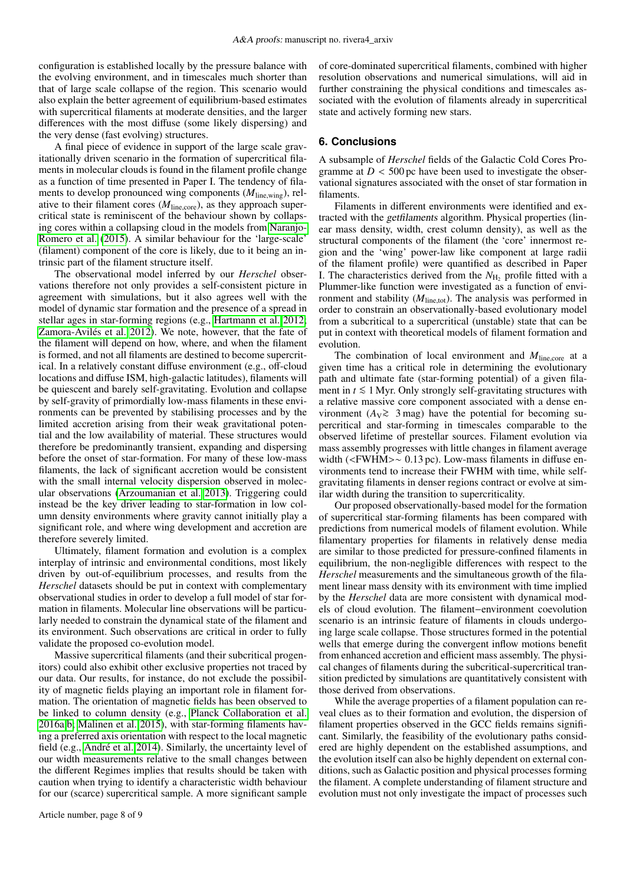configuration is established locally by the pressure balance with the evolving environment, and in timescales much shorter than that of large scale collapse of the region. This scenario would also explain the better agreement of equilibrium-based estimates with supercritical filaments at moderate densities, and the larger differences with the most diffuse (some likely dispersing) and the very dense (fast evolving) structures.

A final piece of evidence in support of the large scale gravitationally driven scenario in the formation of supercritical filaments in molecular clouds is found in the filament profile change as a function of time presented in Paper I. The tendency of filaments to develop pronounced wing components ($M_{\rm line,wing}$), relative to their filament cores ($M_{\rm line,core}$), as they approach supercritical state is reminiscent of the behaviour shown by collapsing cores within a collapsing cloud in the models from Naranjo-Romero et al. (2015). A similar behaviour for the 'large-scale' (filament) component of the core is likely, due to it being an intrinsic part of the filament structure itself.

The observational model inferred by our *Herschel* observations therefore not only provides a self-consistent picture in agreement with simulations, but it also agrees well with the model of dynamic star formation and the presence of a spread in stellar ages in star-forming regions (e.g., Hartmann et al. 2012; Zamora-Avilés et al. 2012). We note, however, that the fate of the filament will depend on how, where, and when the filament is formed, and not all filaments are destined to become supercritical. In a relatively constant diffuse environment (e.g., off-cloud locations and diffuse ISM, high-galactic latitudes), filaments will be quiescent and barely self-gravitating. Evolution and collapse by self-gravity of primordially low-mass filaments in these environments can be prevented by stabilising processes and by the limited accretion arising from their weak gravitational potential and the low availability of material. These structures would therefore be predominantly transient, expanding and dispersing before the onset of star-formation. For many of these low-mass filaments, the lack of significant accretion would be consistent with the small internal velocity dispersion observed in molecular observations (Arzoumanian et al. 2013). Triggering could instead be the key driver leading to star-formation in low column density environments where gravity cannot initially play a significant role, and where wing development and accretion are therefore severely limited.

Ultimately, filament formation and evolution is a complex interplay of intrinsic and environmental conditions, most likely driven by out-of-equilibrium processes, and results from the *Herschel* datasets should be put in context with complementary observational studies in order to develop a full model of star formation in filaments. Molecular line observations will be particularly needed to constrain the dynamical state of the filament and its environment. Such observations are critical in order to fully validate the proposed co-evolution model.

Massive supercritical filaments (and their subcritical progenitors) could also exhibit other exclusive properties not traced by our data. Our results, for instance, do not exclude the possibility of magnetic fields playing an important role in filament formation. The orientation of magnetic fields has been observed to be linked to column density (e.g., Planck Collaboration et al. 2016a,b; Malinen et al. 2015), with star-forming filaments having a preferred axis orientation with respect to the local magnetic field (e.g., André et al. 2014). Similarly, the uncertainty level of our width measurements relative to the small changes between the different Regimes implies that results should be taken with caution when trying to identify a characteristic width behaviour for our (scarce) supercritical sample. A more significant sample of core-dominated supercritical filaments, combined with higher resolution observations and numerical simulations, will aid in further constraining the physical conditions and timescales associated with the evolution of filaments already in supercritical state and actively forming new stars.

## 6. Conclusions

A subsample of *Herschel* fields of the Galactic Cold Cores Programme at $D < 500$ pc have been used to investigate the observational signatures associated with the onset of star formation in filaments.

Filaments in different environments were identified and extracted with the *getfilaments* algorithm. Physical properties (linear mass density, width, crest column density), as well as the structural components of the filament (the 'core' innermost region and the 'wing' power-law like component at large radii of the filament profile) were quantified as described in Paper I. The characteristics derived from the $N_{\rm H_2}$ profile fitted with a Plummer-like function were investigated as a function of environment and stability ($M_{\rm line,tot}$). The analysis was performed in order to constrain an observationally-based evolutionary model from a subcritical to a supercritical (unstable) state that can be put in context with theoretical models of filament formation and evolution.

The combination of local environment and $M_{\rm line,core}$ at a given time has a critical role in determining the evolutionary path and ultimate fate (star-forming potential) of a given filament in $t \lesssim 1$ Myr. Only strongly self-gravitating structures with a relative massive core component associated with a dense environment ($A_{\rm V} \gtrsim 3$ mag) have the potential for becoming supercritical and star-forming in timescales comparable to the observed lifetime of prestellar sources. Filament evolution via mass assembly progresses with little changes in filament average width ($<$FWHM$>\sim 0.13$ pc). Low-mass filaments in diffuse environments tend to increase their FWHM with time, while self-gravitating filaments in denser regions contract or evolve at similar width during the transition to supercriticality.

Our proposed observationally-based model for the formation of supercritical star-forming filaments has been compared with predictions from numerical models of filament evolution. While filamentary properties for filaments in relatively dense media are similar to those predicted for pressure-confined filaments in equilibrium, the non-negligible differences with respect to the *Herschel* measurements and the simultaneous growth of the filament linear mass density with its environment with time implied by the *Herschel* data are more consistent with dynamical models of cloud evolution. The filament−environment coevolution scenario is an intrinsic feature of filaments in clouds undergoing large scale collapse. Those structures formed in the potential wells that emerge during the convergent inflow motions benefit from enhanced accretion and efficient mass assembly. The physical changes of filaments during the subcritical-supercritical transition predicted by simulations are quantitatively consistent with those derived from observations.

While the average properties of a filament population can reveal clues as to their formation and evolution, the dispersion of filament properties observed in the GCC fields remains significant. Similarly, the feasibility of the evolutionary paths considered are highly dependent on the established assumptions, and the evolution itself can also be highly dependent on external conditions, such as Galactic position and physical processes forming the filament. A complete understanding of filament structure and evolution must not only investigate the impact of processes such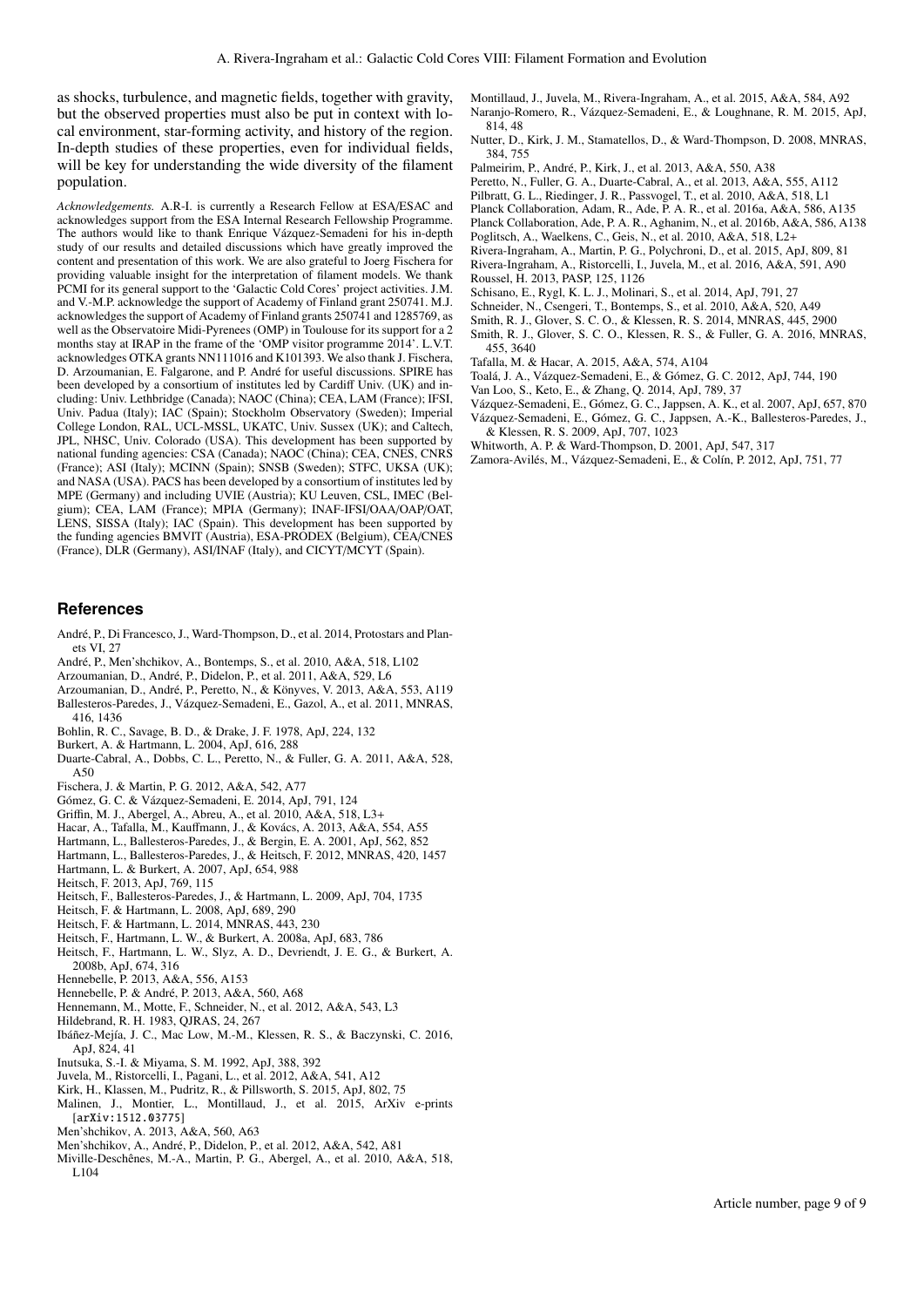as shocks, turbulence, and magnetic fields, together with gravity, but the observed properties must also be put in context with local environment, star-forming activity, and history of the region. In-depth studies of these properties, even for individual fields, will be key for understanding the wide diversity of the filament population.

*Acknowledgements.* A.R-I. is currently a Research Fellow at ESA/ESAC and acknowledges support from the ESA Internal Research Fellowship Programme. The authors would like to thank Enrique Vázquez-Semadeni for his in-depth study of our results and detailed discussions which have greatly improved the content and presentation of this work. We are also grateful to Joerg Fischera for providing valuable insight for the interpretation of filament models. We thank PCMI for its general support to the 'Galactic Cold Cores' project activities. J.M. and V.-M.P. acknowledge the support of Academy of Finland grant 250741. M.J. acknowledges the support of Academy of Finland grants 250741 and 1285769, as well as the Observatoire Midi-Pyrenees (OMP) in Toulouse for its support for a 2 months stay at IRAP in the frame of the 'OMP visitor programme 2014'. L.V.T. acknowledges OTKA grants NN111016 and K101393. We also thank J. Fischera, D. Arzoumanian, E. Falgarone, and P. André for useful discussions. SPIRE has been developed by a consortium of institutes led by Cardiff Univ. (UK) and including: Univ. Lethbridge (Canada); NAOC (China); CEA, LAM (France); IFSI, Univ. Padua (Italy); IAC (Spain); Stockholm Observatory (Sweden); Imperial College London, RAL, UCL-MSSL, UKATC, Univ. Sussex (UK); and Caltech, JPL, NHSC, Univ. Colorado (USA). This development has been supported by national funding agencies: CSA (Canada); NAOC (China); CEA, CNES, CNRS (France); ASI (Italy); MCINN (Spain); SNSB (Sweden); STFC, UKSA (UK); and NASA (USA). PACS has been developed by a consortium of institutes led by MPE (Germany) and including UVIE (Austria); KU Leuven, CSL, IMEC (Belgium); CEA, LAM (France); MPIA (Germany); INAF-IFSI/OAA/OAP/OAT, LENS, SISSA (Italy); IAC (Spain). This development has been supported by the funding agencies BMVIT (Austria), ESA-PRODEX (Belgium), CEA/CNES (France), DLR (Germany), ASI/INAF (Italy), and CICYT/MCYT (Spain).

## References

André, P., Di Francesco, J., Ward-Thompson, D., et al. 2014, Protostars and Planets VI, 27
André, P., Men'shchikov, A., Bontemps, S., et al. 2010, A&A, 518, L102
Arzoumanian, D., André, P., Didelon, P., et al. 2011, A&A, 529, L6
Arzoumanian, D., André, P., Peretto, N., & Könyves, V. 2013, A&A, 553, A119
Ballesteros-Paredes, J., Vázquez-Semadeni, E., Gazol, A., et al. 2011, MNRAS, 416, 1436
Bohlin, R. C., Savage, B. D., & Drake, J. F. 1978, ApJ, 224, 132
Burkert, A. & Hartmann, L. 2004, ApJ, 616, 288
Duarte-Cabral, A., Dobbs, C. L., Peretto, N., & Fuller, G. A. 2011, A&A, 528, A50
Fischera, J. & Martin, P. G. 2012, A&A, 542, A77
Gómez, G. C. & Vázquez-Semadeni, E. 2014, ApJ, 791, 124
Griffin, M. J., Abergel, A., Abreu, A., et al. 2010, A&A, 518, L3+
Hacar, A., Tafalla, M., Kauffmann, J., & Kovács, A. 2013, A&A, 554, A55
Hartmann, L., Ballesteros-Paredes, J., & Bergin, E. A. 2001, ApJ, 562, 852
Hartmann, L., Ballesteros-Paredes, J., & Heitsch, F. 2012, MNRAS, 420, 1457
Hartmann, L. & Burkert, A. 2007, ApJ, 654, 988
Heitsch, F. 2013, ApJ, 769, 115
Heitsch, F., Ballesteros-Paredes, J., & Hartmann, L. 2009, ApJ, 704, 1735
Heitsch, F. & Hartmann, L. 2008, ApJ, 689, 290
Heitsch, F. & Hartmann, L. 2014, MNRAS, 443, 230
Heitsch, F., Hartmann, L. W., & Burkert, A. 2008a, ApJ, 683, 786
Heitsch, F., Hartmann, L. W., Slyz, A. D., Devriendt, J. E. G., & Burkert, A. 2008b, ApJ, 674, 316
Hennebelle, P. 2013, A&A, 556, A153
Hennebelle, P. & André, P. 2013, A&A, 560, A68
Hennemann, M., Motte, F., Schneider, N., et al. 2012, A&A, 543, L3
Hildebrand, R. H. 1983, QJRAS, 24, 267
Ibáñez-Mejía, J. C., Mac Low, M.-M., Klessen, R. S., & Baczynski, C. 2016, ApJ, 824, 41
Inutsuka, S.-I. & Miyama, S. M. 1992, ApJ, 388, 392
Juvela, M., Ristorcelli, I., Pagani, L., et al. 2012, A&A, 541, A12
Kirk, H., Klassen, M., Pudritz, R., & Pillsworth, S. 2015, ApJ, 802, 75
Malinen, J., Montier, L., Montillaud, J., et al. 2015, ArXiv e-prints [arXiv:1512.03775]
Men'shchikov, A. 2013, A&A, 560, A63
Men'shchikov, A., André, P., Didelon, P., et al. 2012, A&A, 542, A81
Miville-Deschênes, M.-A., Martin, P. G., Abergel, A., et al. 2010, A&A, 518, L104
Montillaud, J., Juvela, M., Rivera-Ingraham, A., et al. 2015, A&A, 584, A92
Naranjo-Romero, R., Vázquez-Semadeni, E., & Loughnane, R. M. 2015, ApJ, 814, 48
Nutter, D., Kirk, J. M., Stamatellos, D., & Ward-Thompson, D. 2008, MNRAS, 384, 755
Palmeirim, P., André, P., Kirk, J., et al. 2013, A&A, 550, A38
Peretto, N., Fuller, G. A., Duarte-Cabral, A., et al. 2013, A&A, 555, A112
Pilbratt, G. L., Riedinger, J. R., Passvogel, T., et al. 2010, A&A, 518, L1
Planck Collaboration, Adam, R., Ade, P. A. R., et al. 2016a, A&A, 586, A135
Planck Collaboration, Ade, P. A. R., Aghanim, N., et al. 2016b, A&A, 586, A138
Poglitsch, A., Waelkens, C., Geis, N., et al. 2010, A&A, 518, L2+
Rivera-Ingraham, A., Martin, P. G., Polychroni, D., et al. 2015, ApJ, 809, 81
Rivera-Ingraham, A., Ristorcelli, I., Juvela, M., et al. 2016, A&A, 591, A90
Roussel, H. 2013, PASP, 125, 1126
Schisano, E., Rygl, K. L. J., Molinari, S., et al. 2014, ApJ, 791, 27
Schneider, N., Csengeri, T., Bontemps, S., et al. 2010, A&A, 520, A49
Smith, R. J., Glover, S. C. O., & Klessen, R. S. 2014, MNRAS, 445, 2900
Smith, R. J., Glover, S. C. O., Klessen, R. S., & Fuller, G. A. 2016, MNRAS, 455, 3640
Tafalla, M. & Hacar, A. 2015, A&A, 574, A104
Toalá, J. A., Vázquez-Semadeni, E., & Gómez, G. C. 2012, ApJ, 744, 190
Van Loo, S., Keto, E., & Zhang, Q. 2014, ApJ, 789, 37
Vázquez-Semadeni, E., Gómez, G. C., Jappsen, A. K., et al. 2007, ApJ, 657, 870
Vázquez-Semadeni, E., Gómez, G. C., Jappsen, A.-K., Ballesteros-Paredes, J., & Klessen, R. S. 2009, ApJ, 707, 1023
Whitworth, A. P. & Ward-Thompson, D. 2001, ApJ, 547, 317
Zamora-Avilés, M., Vázquez-Semadeni, E., & Colín, P. 2012, ApJ, 751, 77